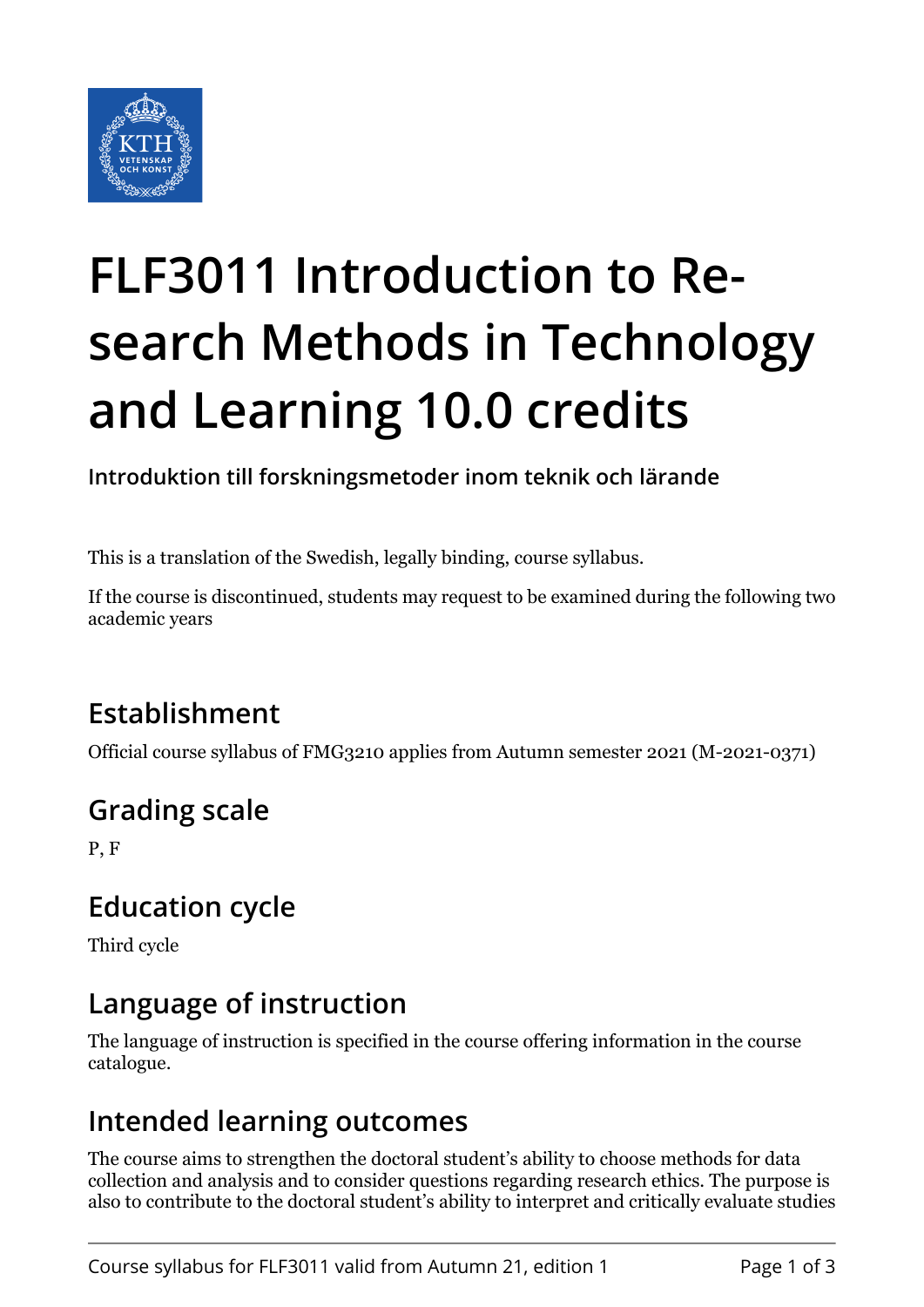# FLF3011 Introduction to Research Methods in Technology and Learning 10.0 credits

**Introduktion till forskningsmetoder inom teknik och lärande**

This is a translation of the Swedish, legally binding, course syllabus.

If the course is discontinued, students may request to be examined during the following two academic years

## Establishment

Official course syllabus of FMG3210 applies from Autumn semester 2021 (M-2021-0371)

## Grading scale

P, F

## Education cycle

Third cycle

## Language of instruction

The language of instruction is specified in the course offering information in the course catalogue.

## Intended learning outcomes

The course aims to strengthen the doctoral student's ability to choose methods for data collection and analysis and to consider questions regarding research ethics. The purpose is also to contribute to the doctoral student's ability to interpret and critically evaluate studies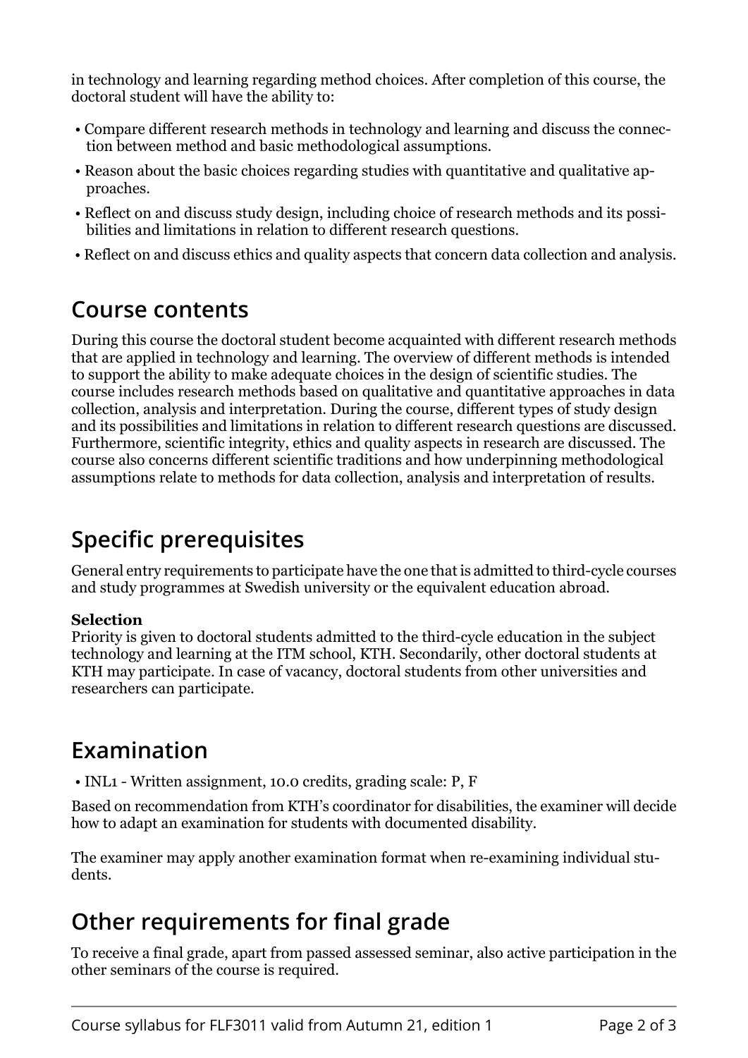in technology and learning regarding method choices. After completion of this course, the doctoral student will have the ability to:

- Compare different research methods in technology and learning and discuss the connection between method and basic methodological assumptions.
- Reason about the basic choices regarding studies with quantitative and qualitative approaches.
- Reflect on and discuss study design, including choice of research methods and its possibilities and limitations in relation to different research questions.
- Reflect on and discuss ethics and quality aspects that concern data collection and analysis.

## Course contents

During this course the doctoral student become acquainted with different research methods that are applied in technology and learning. The overview of different methods is intended to support the ability to make adequate choices in the design of scientific studies. The course includes research methods based on qualitative and quantitative approaches in data collection, analysis and interpretation. During the course, different types of study design and its possibilities and limitations in relation to different research questions are discussed. Furthermore, scientific integrity, ethics and quality aspects in research are discussed. The course also concerns different scientific traditions and how underpinning methodological assumptions relate to methods for data collection, analysis and interpretation of results.

## Specific prerequisites

General entry requirements to participate have the one that is admitted to third-cycle courses and study programmes at Swedish university or the equivalent education abroad.

**Selection**
Priority is given to doctoral students admitted to the third-cycle education in the subject technology and learning at the ITM school, KTH. Secondarily, other doctoral students at KTH may participate. In case of vacancy, doctoral students from other universities and researchers can participate.

## Examination

- INL1 - Written assignment, 10.0 credits, grading scale: P, F

Based on recommendation from KTH's coordinator for disabilities, the examiner will decide how to adapt an examination for students with documented disability.

The examiner may apply another examination format when re-examining individual students.

## Other requirements for final grade

To receive a final grade, apart from passed assessed seminar, also active participation in the other seminars of the course is required.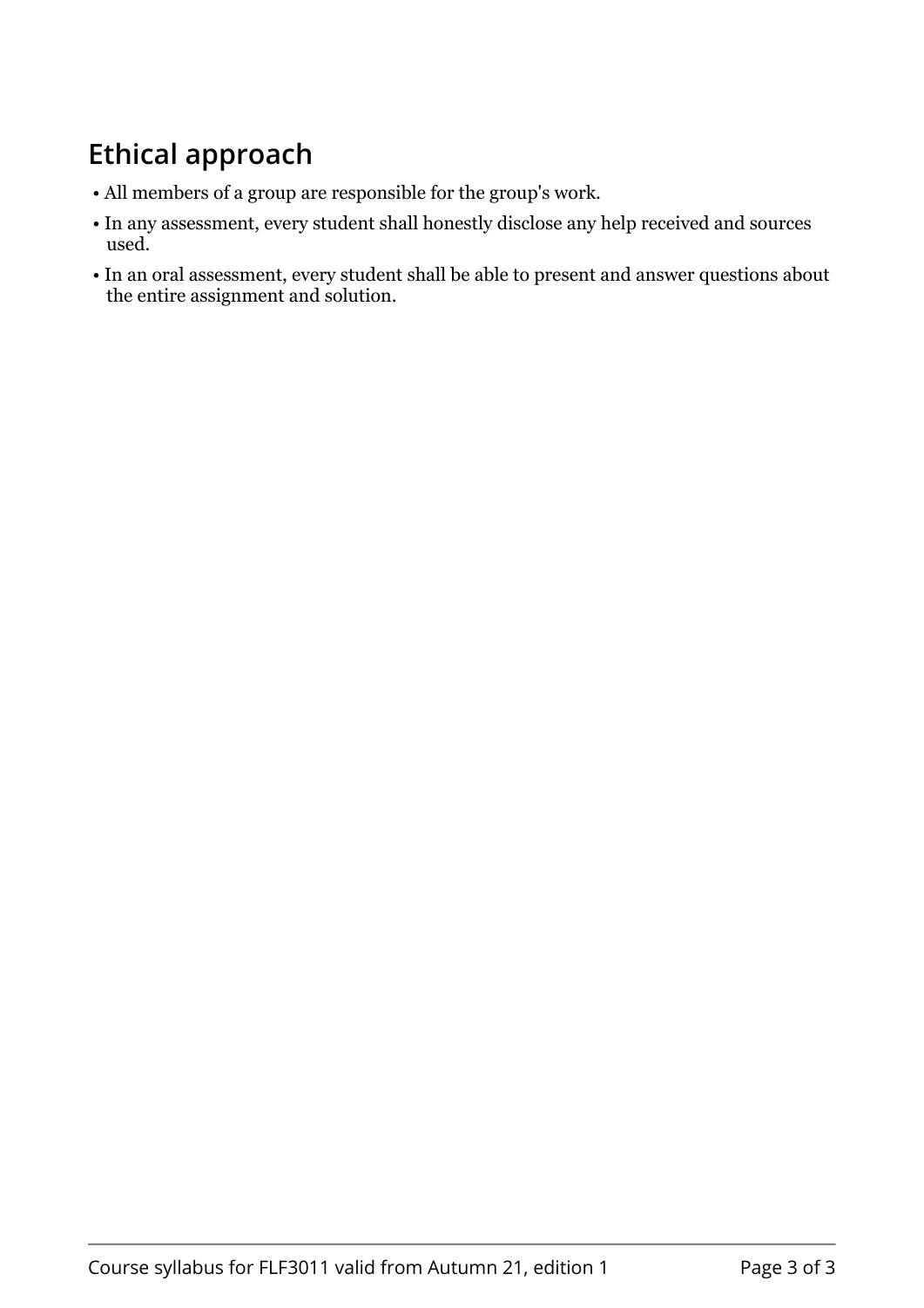## Ethical approach

- All members of a group are responsible for the group's work.
- In any assessment, every student shall honestly disclose any help received and sources used.
- In an oral assessment, every student shall be able to present and answer questions about the entire assignment and solution.